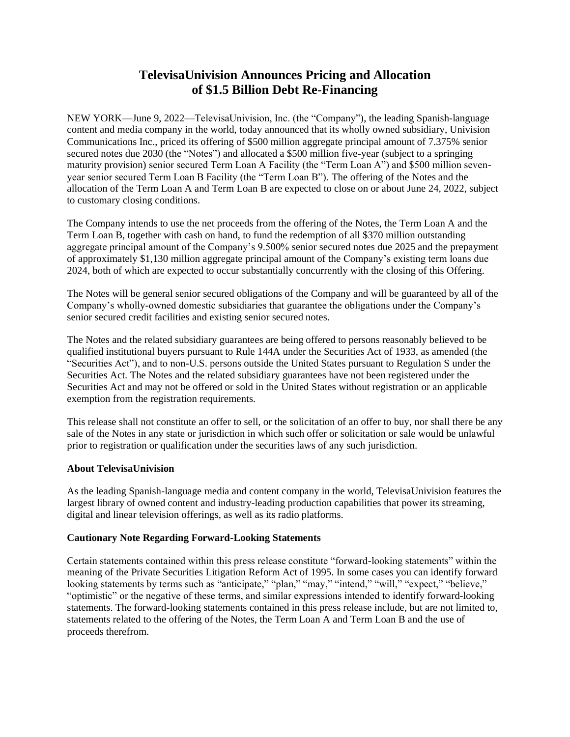# TelevisaUnivision Announces Pricing and Allocation of $1.5 Billion Debt Re-Financing

NEW YORK—June 9, 2022—TelevisaUnivision, Inc. (the "Company"), the leading Spanish-language content and media company in the world, today announced that its wholly owned subsidiary, Univision Communications Inc., priced its offering of $500 million aggregate principal amount of 7.375% senior secured notes due 2030 (the "Notes") and allocated a $500 million five-year (subject to a springing maturity provision) senior secured Term Loan A Facility (the "Term Loan A") and $500 million seven-year senior secured Term Loan B Facility (the "Term Loan B"). The offering of the Notes and the allocation of the Term Loan A and Term Loan B are expected to close on or about June 24, 2022, subject to customary closing conditions.

The Company intends to use the net proceeds from the offering of the Notes, the Term Loan A and the Term Loan B, together with cash on hand, to fund the redemption of all $370 million outstanding aggregate principal amount of the Company's 9.500% senior secured notes due 2025 and the prepayment of approximately $1,130 million aggregate principal amount of the Company's existing term loans due 2024, both of which are expected to occur substantially concurrently with the closing of this Offering.

The Notes will be general senior secured obligations of the Company and will be guaranteed by all of the Company's wholly-owned domestic subsidiaries that guarantee the obligations under the Company's senior secured credit facilities and existing senior secured notes.

The Notes and the related subsidiary guarantees are being offered to persons reasonably believed to be qualified institutional buyers pursuant to Rule 144A under the Securities Act of 1933, as amended (the "Securities Act"), and to non-U.S. persons outside the United States pursuant to Regulation S under the Securities Act. The Notes and the related subsidiary guarantees have not been registered under the Securities Act and may not be offered or sold in the United States without registration or an applicable exemption from the registration requirements.

This release shall not constitute an offer to sell, or the solicitation of an offer to buy, nor shall there be any sale of the Notes in any state or jurisdiction in which such offer or solicitation or sale would be unlawful prior to registration or qualification under the securities laws of any such jurisdiction.

**About TelevisaUnivision**

As the leading Spanish-language media and content company in the world, TelevisaUnivision features the largest library of owned content and industry-leading production capabilities that power its streaming, digital and linear television offerings, as well as its radio platforms.

**Cautionary Note Regarding Forward-Looking Statements**

Certain statements contained within this press release constitute "forward-looking statements" within the meaning of the Private Securities Litigation Reform Act of 1995. In some cases you can identify forward looking statements by terms such as "anticipate," "plan," "may," "intend," "will," "expect," "believe," "optimistic" or the negative of these terms, and similar expressions intended to identify forward-looking statements. The forward-looking statements contained in this press release include, but are not limited to, statements related to the offering of the Notes, the Term Loan A and Term Loan B and the use of proceeds therefrom.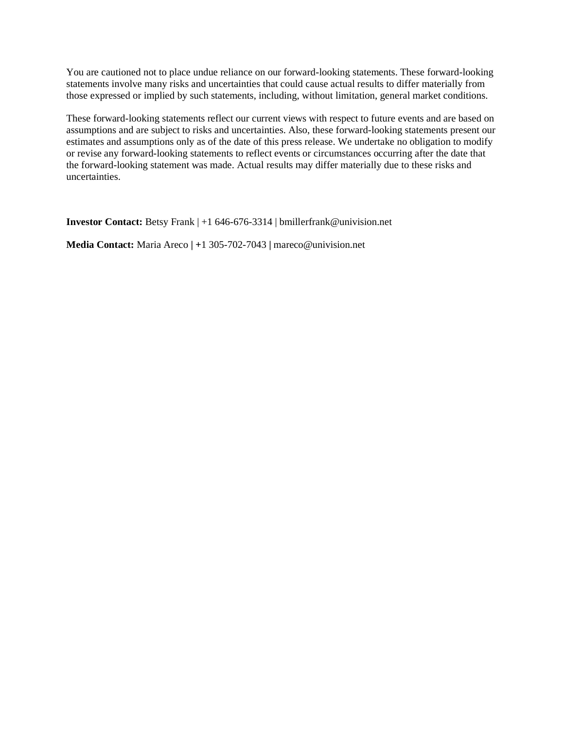You are cautioned not to place undue reliance on our forward-looking statements. These forward-looking statements involve many risks and uncertainties that could cause actual results to differ materially from those expressed or implied by such statements, including, without limitation, general market conditions.

These forward-looking statements reflect our current views with respect to future events and are based on assumptions and are subject to risks and uncertainties. Also, these forward-looking statements present our estimates and assumptions only as of the date of this press release. We undertake no obligation to modify or revise any forward-looking statements to reflect events or circumstances occurring after the date that the forward-looking statement was made. Actual results may differ materially due to these risks and uncertainties.

**Investor Contact:** Betsy Frank | +1 646-676-3314 | bmillerfrank@univision.net

**Media Contact:** Maria Areco **|** +1 305-702-7043 **|** mareco@univision.net